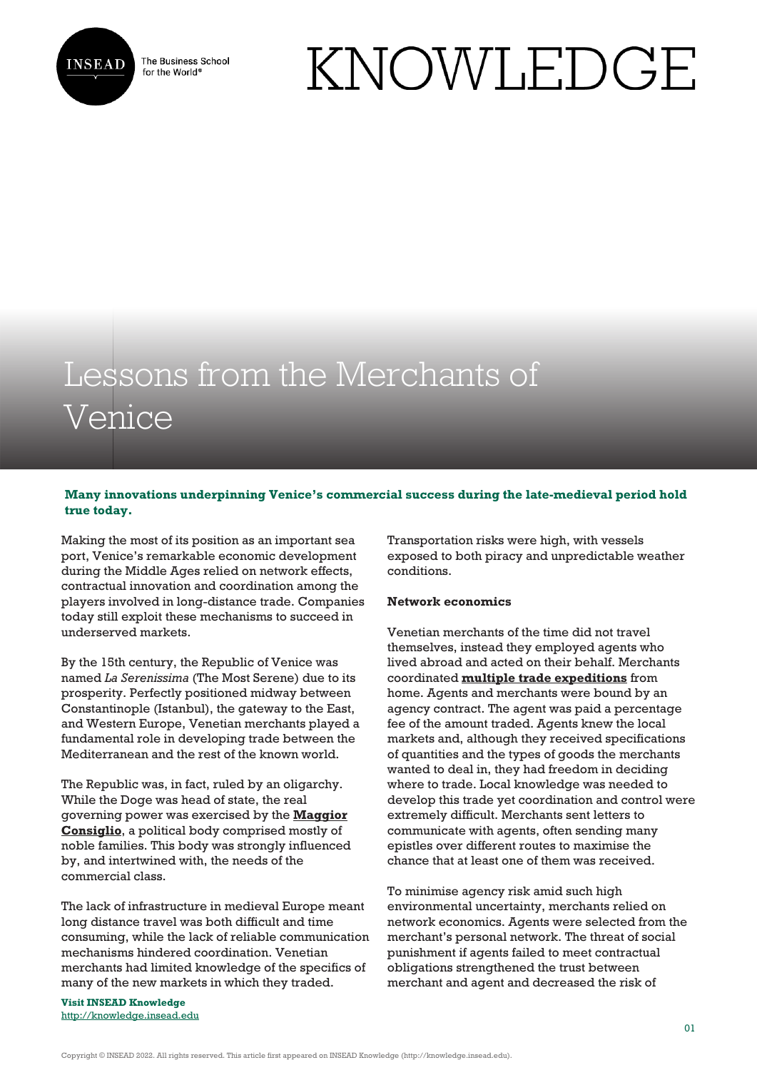# Lessons from the Merchants of Venice

**Many innovations underpinning Venice's commercial success during the late-medieval period hold true today.**

Making the most of its position as an important sea port, Venice's remarkable economic development during the Middle Ages relied on network effects, contractual innovation and coordination among the players involved in long-distance trade. Companies today still exploit these mechanisms to succeed in underserved markets.

By the 15th century, the Republic of Venice was named *La Serenissima* (The Most Serene) due to its prosperity. Perfectly positioned midway between Constantinople (Istanbul), the gateway to the East, and Western Europe, Venetian merchants played a fundamental role in developing trade between the Mediterranean and the rest of the known world.

The Republic was, in fact, ruled by an oligarchy. While the Doge was head of state, the real governing power was exercised by the **Maggior Consiglio**, a political body comprised mostly of noble families. This body was strongly influenced by, and intertwined with, the needs of the commercial class.

The lack of infrastructure in medieval Europe meant long distance travel was both difficult and time consuming, while the lack of reliable communication mechanisms hindered coordination. Venetian merchants had limited knowledge of the specifics of many of the new markets in which they traded. Transportation risks were high, with vessels exposed to both piracy and unpredictable weather conditions.

## Network economics

Venetian merchants of the time did not travel themselves, instead they employed agents who lived abroad and acted on their behalf. Merchants coordinated **multiple trade expeditions** from home. Agents and merchants were bound by an agency contract. The agent was paid a percentage fee of the amount traded. Agents knew the local markets and, although they received specifications of quantities and the types of goods the merchants wanted to deal in, they had freedom in deciding where to trade. Local knowledge was needed to develop this trade yet coordination and control were extremely difficult. Merchants sent letters to communicate with agents, often sending many epistles over different routes to maximise the chance that at least one of them was received.

To minimise agency risk amid such high environmental uncertainty, merchants relied on network economics. Agents were selected from the merchant's personal network. The threat of social punishment if agents failed to meet contractual obligations strengthened the trust between merchant and agent and decreased the risk of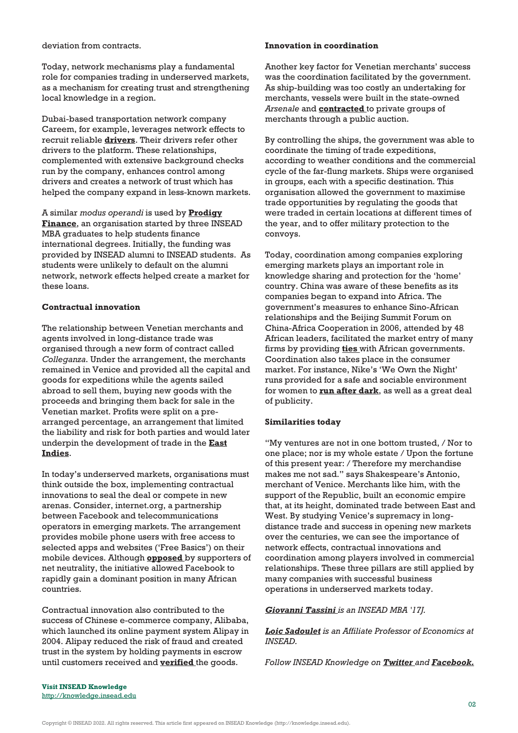deviation from contracts.

Today, network mechanisms play a fundamental role for companies trading in underserved markets, as a mechanism for creating trust and strengthening local knowledge in a region.

Dubai-based transportation network company Careem, for example, leverages network effects to recruit reliable **drivers**. Their drivers refer other drivers to the platform. These relationships, complemented with extensive background checks run by the company, enhances control among drivers and creates a network of trust which has helped the company expand in less-known markets.

A similar *modus operandi* is used by **Prodigy Finance**, an organisation started by three INSEAD MBA graduates to help students finance international degrees. Initially, the funding was provided by INSEAD alumni to INSEAD students. As students were unlikely to default on the alumni network, network effects helped create a market for these loans.

**Contractual innovation**

The relationship between Venetian merchants and agents involved in long-distance trade was organised through a new form of contract called *Colleganza*. Under the arrangement, the merchants remained in Venice and provided all the capital and goods for expeditions while the agents sailed abroad to sell them, buying new goods with the proceeds and bringing them back for sale in the Venetian market. Profits were split on a pre-arranged percentage, an arrangement that limited the liability and risk for both parties and would later underpin the development of trade in the **East Indies**.

In today's underserved markets, organisations must think outside the box, implementing contractual innovations to seal the deal or compete in new arenas. Consider, internet.org, a partnership between Facebook and telecommunications operators in emerging markets. The arrangement provides mobile phone users with free access to selected apps and websites ('Free Basics') on their mobile devices. Although **opposed** by supporters of net neutrality, the initiative allowed Facebook to rapidly gain a dominant position in many African countries.

Contractual innovation also contributed to the success of Chinese e-commerce company, Alibaba, which launched its online payment system Alipay in 2004. Alipay reduced the risk of fraud and created trust in the system by holding payments in escrow until customers received and **verified** the goods.

**Innovation in coordination**

Another key factor for Venetian merchants' success was the coordination facilitated by the government. As ship-building was too costly an undertaking for merchants, vessels were built in the state-owned *Arsenale* and **contracted** to private groups of merchants through a public auction.

By controlling the ships, the government was able to coordinate the timing of trade expeditions, according to weather conditions and the commercial cycle of the far-flung markets. Ships were organised in groups, each with a specific destination. This organisation allowed the government to maximise trade opportunities by regulating the goods that were traded in certain locations at different times of the year, and to offer military protection to the convoys.

Today, coordination among companies exploring emerging markets plays an important role in knowledge sharing and protection for the 'home' country. China was aware of these benefits as its companies began to expand into Africa. The government's measures to enhance Sino-African relationships and the Beijing Summit Forum on China-Africa Cooperation in 2006, attended by 48 African leaders, facilitated the market entry of many firms by providing **ties** with African governments. Coordination also takes place in the consumer market. For instance, Nike's 'We Own the Night' runs provided for a safe and sociable environment for women to **run after dark**, as well as a great deal of publicity.

**Similarities today**

"My ventures are not in one bottom trusted, / Nor to one place; nor is my whole estate / Upon the fortune of this present year: / Therefore my merchandise makes me not sad." says Shakespeare's Antonio, merchant of Venice. Merchants like him, with the support of the Republic, built an economic empire that, at its height, dominated trade between East and West. By studying Venice's supremacy in long-distance trade and success in opening new markets over the centuries, we can see the importance of network effects, contractual innovations and coordination among players involved in commercial relationships. These three pillars are still applied by many companies with successful business operations in underserved markets today.

***Giovanni Tassini*** *is an INSEAD MBA '17J.*

***Loic Sadoulet*** *is an Affiliate Professor of Economics at INSEAD.*

*Follow INSEAD Knowledge on* ***Twitter*** *and* ***Facebook.***

**Visit INSEAD Knowledge**
http://knowledge.insead.edu

Copyright © INSEAD 2022. All rights reserved. This article first appeared on INSEAD Knowledge (http://knowledge.insead.edu).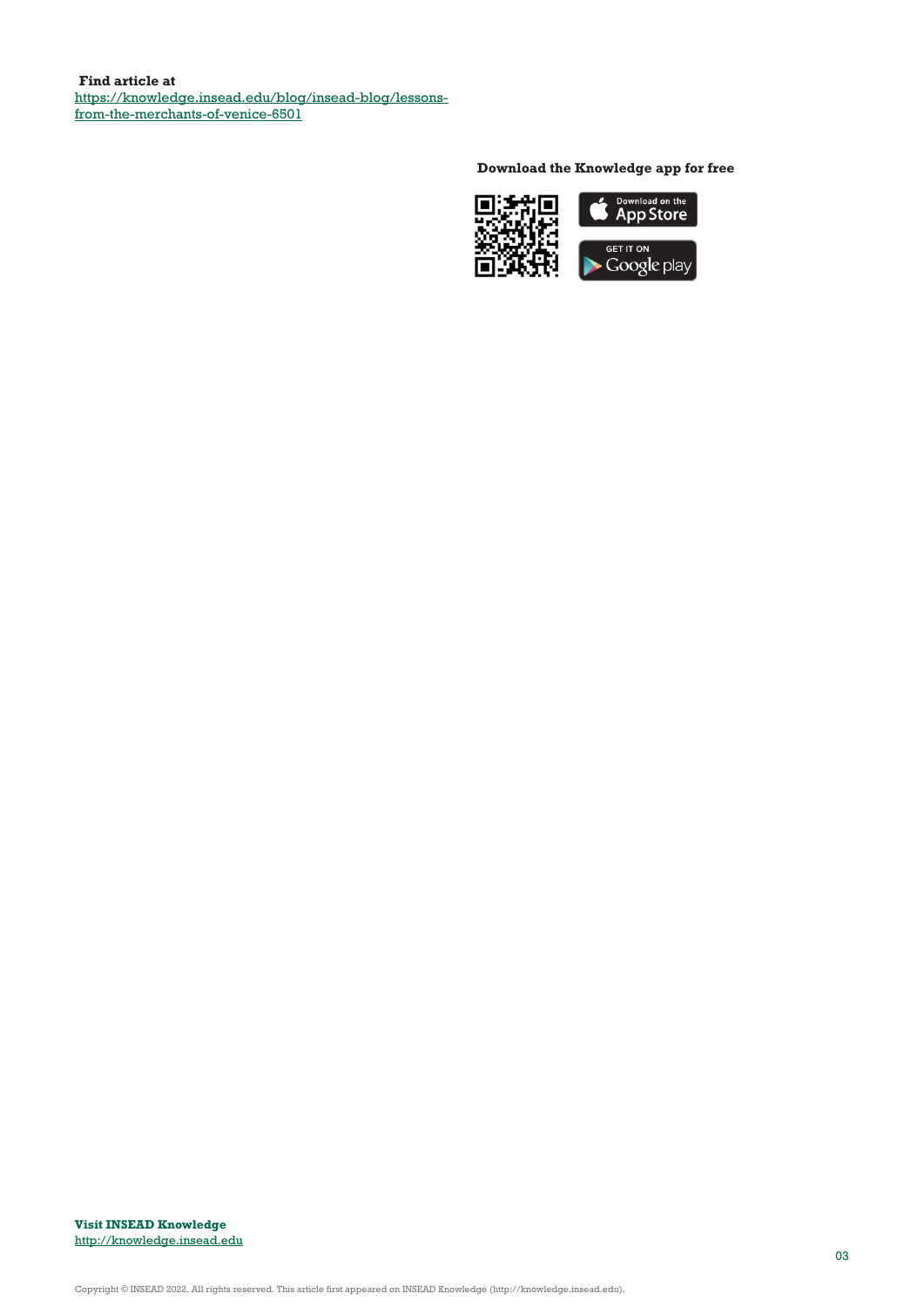**Find article at**
[https://knowledge.insead.edu/blog/insead-blog/lessons-from-the-merchants-of-venice-6501](https://knowledge.insead.edu/blog/insead-blog/lessons-from-the-merchants-of-venice-6501)

**Download the Knowledge app for free**

Download on the App Store

GET IT ON Google play

**Visit INSEAD Knowledge**
[http://knowledge.insead.edu](http://knowledge.insead.edu)

Copyright © INSEAD 2022. All rights reserved. This article first appeared on INSEAD Knowledge (http://knowledge.insead.edu).